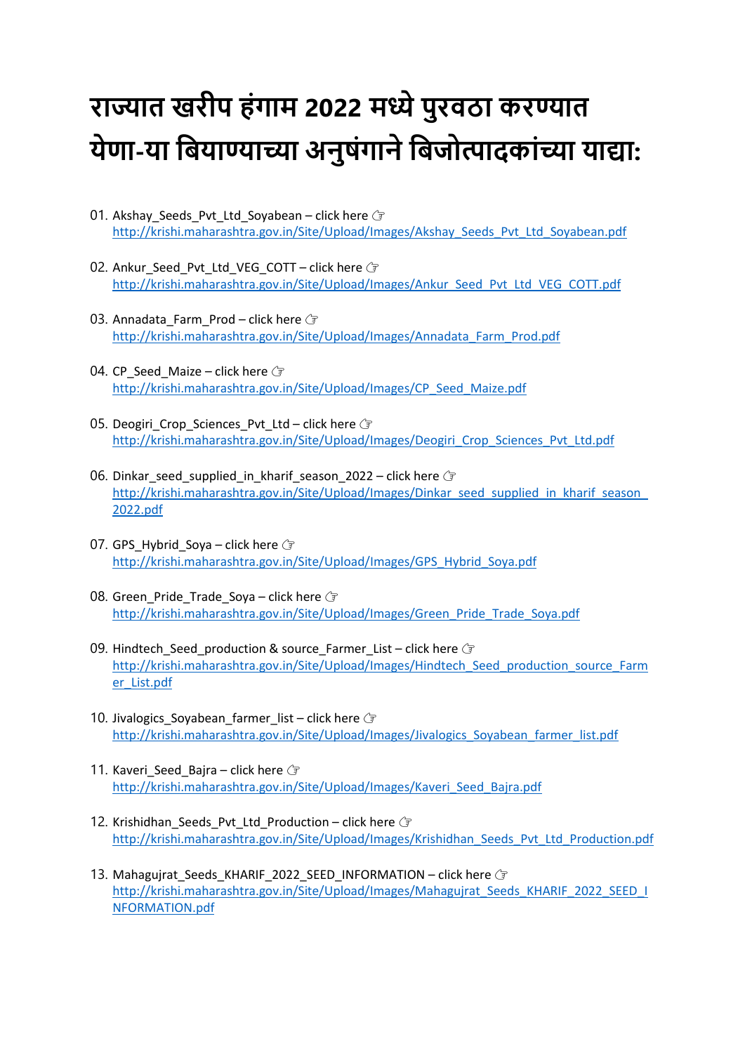# राज्यात खरीप हंगाम 2022 मध्ये पुरवठा करण्यात येणा-या बियाण्याच्या अनुषंगाने बिजोत्पादकांच्या याद्या:

01. Akshay_Seeds_Pvt_Ltd_Soyabean – click here ☞
    http://krishi.maharashtra.gov.in/Site/Upload/Images/Akshay_Seeds_Pvt_Ltd_Soyabean.pdf

02. Ankur_Seed_Pvt_Ltd_VEG_COTT – click here ☞
    http://krishi.maharashtra.gov.in/Site/Upload/Images/Ankur_Seed_Pvt_Ltd_VEG_COTT.pdf

03. Annadata_Farm_Prod – click here ☞
    http://krishi.maharashtra.gov.in/Site/Upload/Images/Annadata_Farm_Prod.pdf

04. CP_Seed_Maize – click here ☞
    http://krishi.maharashtra.gov.in/Site/Upload/Images/CP_Seed_Maize.pdf

05. Deogiri_Crop_Sciences_Pvt_Ltd – click here ☞
    http://krishi.maharashtra.gov.in/Site/Upload/Images/Deogiri_Crop_Sciences_Pvt_Ltd.pdf

06. Dinkar_seed_supplied_in_kharif_season_2022 – click here ☞
    http://krishi.maharashtra.gov.in/Site/Upload/Images/Dinkar_seed_supplied_in_kharif_season_2022.pdf

07. GPS_Hybrid_Soya – click here ☞
    http://krishi.maharashtra.gov.in/Site/Upload/Images/GPS_Hybrid_Soya.pdf

08. Green_Pride_Trade_Soya – click here ☞
    http://krishi.maharashtra.gov.in/Site/Upload/Images/Green_Pride_Trade_Soya.pdf

09. Hindtech_Seed_production & source_Farmer_List – click here ☞
    http://krishi.maharashtra.gov.in/Site/Upload/Images/Hindtech_Seed_production_source_Farmer_List.pdf

10. Jivalogics_Soyabean_farmer_list – click here ☞
    http://krishi.maharashtra.gov.in/Site/Upload/Images/Jivalogics_Soyabean_farmer_list.pdf

11. Kaveri_Seed_Bajra – click here ☞
    http://krishi.maharashtra.gov.in/Site/Upload/Images/Kaveri_Seed_Bajra.pdf

12. Krishidhan_Seeds_Pvt_Ltd_Production – click here ☞
    http://krishi.maharashtra.gov.in/Site/Upload/Images/Krishidhan_Seeds_Pvt_Ltd_Production.pdf

13. Mahagujrat_Seeds_KHARIF_2022_SEED_INFORMATION – click here ☞
    http://krishi.maharashtra.gov.in/Site/Upload/Images/Mahagujrat_Seeds_KHARIF_2022_SEED_INFORMATION.pdf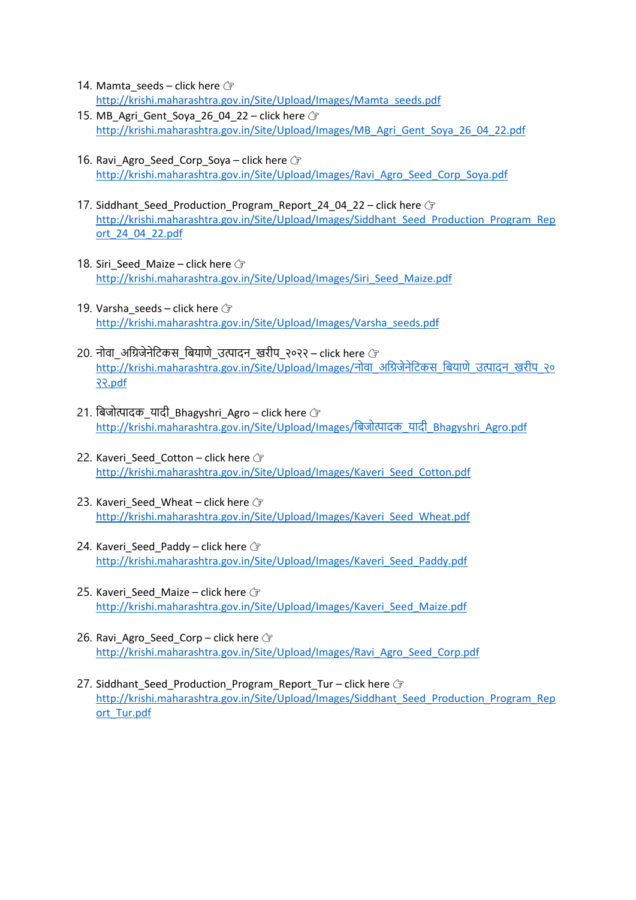14. Mamta_seeds – click here ☞
    http://krishi.maharashtra.gov.in/Site/Upload/Images/Mamta_seeds.pdf
15. MB_Agri_Gent_Soya_26_04_22 – click here ☞
    http://krishi.maharashtra.gov.in/Site/Upload/Images/MB_Agri_Gent_Soya_26_04_22.pdf

16. Ravi_Agro_Seed_Corp_Soya – click here ☞
    http://krishi.maharashtra.gov.in/Site/Upload/Images/Ravi_Agro_Seed_Corp_Soya.pdf

17. Siddhant_Seed_Production_Program_Report_24_04_22 – click here ☞
    http://krishi.maharashtra.gov.in/Site/Upload/Images/Siddhant_Seed_Production_Program_Report_24_04_22.pdf

18. Siri_Seed_Maize – click here ☞
    http://krishi.maharashtra.gov.in/Site/Upload/Images/Siri_Seed_Maize.pdf

19. Varsha_seeds – click here ☞
    http://krishi.maharashtra.gov.in/Site/Upload/Images/Varsha_seeds.pdf

20. नोवा_अग्रिजेनेटिकस_बियाणे_उत्पादन_खरीप_२०२२ – click here ☞
    http://krishi.maharashtra.gov.in/Site/Upload/Images/नोवा_अग्रिजेनेटिकस_बियाणे_उत्पादन_खरीप_२०२२.pdf

21. बिजोत्पादक_यादी_Bhagyshri_Agro – click here ☞
    http://krishi.maharashtra.gov.in/Site/Upload/Images/बिजोत्पादक_यादी_Bhagyshri_Agro.pdf

22. Kaveri_Seed_Cotton – click here ☞
    http://krishi.maharashtra.gov.in/Site/Upload/Images/Kaveri_Seed_Cotton.pdf

23. Kaveri_Seed_Wheat – click here ☞
    http://krishi.maharashtra.gov.in/Site/Upload/Images/Kaveri_Seed_Wheat.pdf

24. Kaveri_Seed_Paddy – click here ☞
    http://krishi.maharashtra.gov.in/Site/Upload/Images/Kaveri_Seed_Paddy.pdf

25. Kaveri_Seed_Maize – click here ☞
    http://krishi.maharashtra.gov.in/Site/Upload/Images/Kaveri_Seed_Maize.pdf

26. Ravi_Agro_Seed_Corp – click here ☞
    http://krishi.maharashtra.gov.in/Site/Upload/Images/Ravi_Agro_Seed_Corp.pdf

27. Siddhant_Seed_Production_Program_Report_Tur – click here ☞
    http://krishi.maharashtra.gov.in/Site/Upload/Images/Siddhant_Seed_Production_Program_Report_Tur.pdf